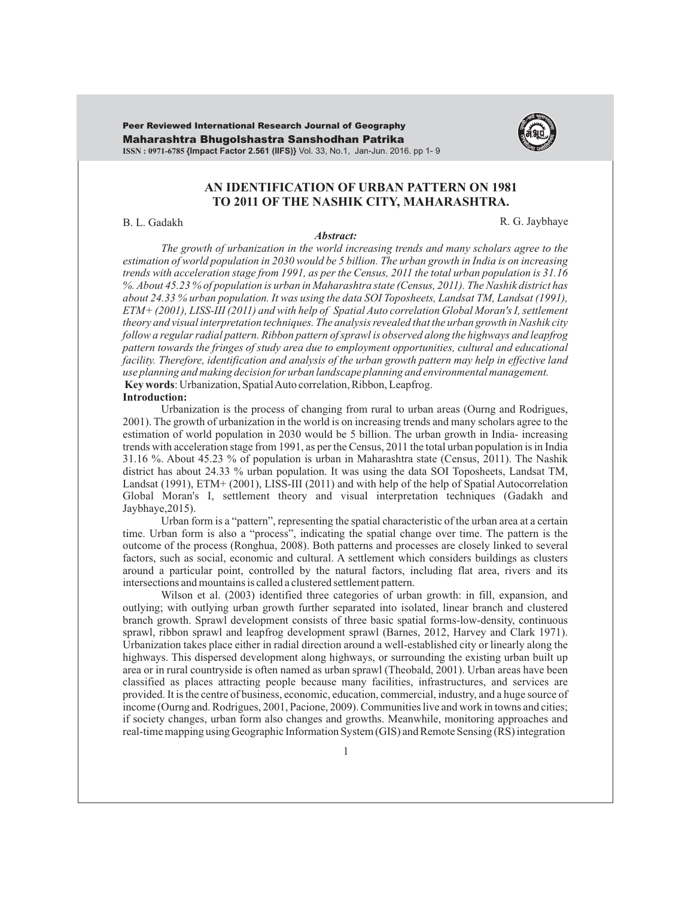# AN IDENTIFICATION OF URBAN PATTERN ON 1981 TO 2011 OF THE NASHIK CITY, MAHARASHTRA.

B. L. Gadakh

R. G. Jaybhaye

***Abstract:***

*The growth of urbanization in the world increasing trends and many scholars agree to the estimation of world population in 2030 would be 5 billion. The urban growth in India is on increasing trends with acceleration stage from 1991, as per the Census, 2011 the total urban population is 31.16 %. About 45.23 % of population is urban in Maharashtra state (Census, 2011). The Nashik district has about 24.33 % urban population. It was using the data SOI Toposheets, Landsat TM, Landsat (1991), ETM+ (2001), LISS-III (2011) and with help of Spatial Auto correlation Global Moran's I, settlement theory and visual interpretation techniques. The analysis revealed that the urban growth in Nashik city follow a regular radial pattern. Ribbon pattern of sprawl is observed along the highways and leapfrog pattern towards the fringes of study area due to employment opportunities, cultural and educational facility. Therefore, identification and analysis of the urban growth pattern may help in effective land use planning and making decision for urban landscape planning and environmental management.*

**Key words**: Urbanization, Spatial Auto correlation, Ribbon, Leapfrog.

## Introduction:

Urbanization is the process of changing from rural to urban areas (Ourng and Rodrigues, 2001). The growth of urbanization in the world is on increasing trends and many scholars agree to the estimation of world population in 2030 would be 5 billion. The urban growth in India- increasing trends with acceleration stage from 1991, as per the Census, 2011 the total urban population is in India 31.16 %. About 45.23 % of population is urban in Maharashtra state (Census, 2011). The Nashik district has about 24.33 % urban population. It was using the data SOI Toposheets, Landsat TM, Landsat (1991), ETM+ (2001), LISS-III (2011) and with help of the help of Spatial Autocorrelation Global Moran's I, settlement theory and visual interpretation techniques (Gadakh and Jaybhaye,2015).

Urban form is a "pattern", representing the spatial characteristic of the urban area at a certain time. Urban form is also a "process", indicating the spatial change over time. The pattern is the outcome of the process (Ronghua, 2008). Both patterns and processes are closely linked to several factors, such as social, economic and cultural. A settlement which considers buildings as clusters around a particular point, controlled by the natural factors, including flat area, rivers and its intersections and mountains is called a clustered settlement pattern.

Wilson et al. (2003) identified three categories of urban growth: in fill, expansion, and outlying; with outlying urban growth further separated into isolated, linear branch and clustered branch growth. Sprawl development consists of three basic spatial forms-low-density, continuous sprawl, ribbon sprawl and leapfrog development sprawl (Barnes, 2012, Harvey and Clark 1971). Urbanization takes place either in radial direction around a well-established city or linearly along the highways. This dispersed development along highways, or surrounding the existing urban built up area or in rural countryside is often named as urban sprawl (Theobald, 2001). Urban areas have been classified as places attracting people because many facilities, infrastructures, and services are provided. It is the centre of business, economic, education, commercial, industry, and a huge source of income (Ourng and. Rodrigues, 2001, Pacione, 2009). Communities live and work in towns and cities; if society changes, urban form also changes and growths. Meanwhile, monitoring approaches and real-time mapping using Geographic Information System (GIS) and Remote Sensing (RS) integration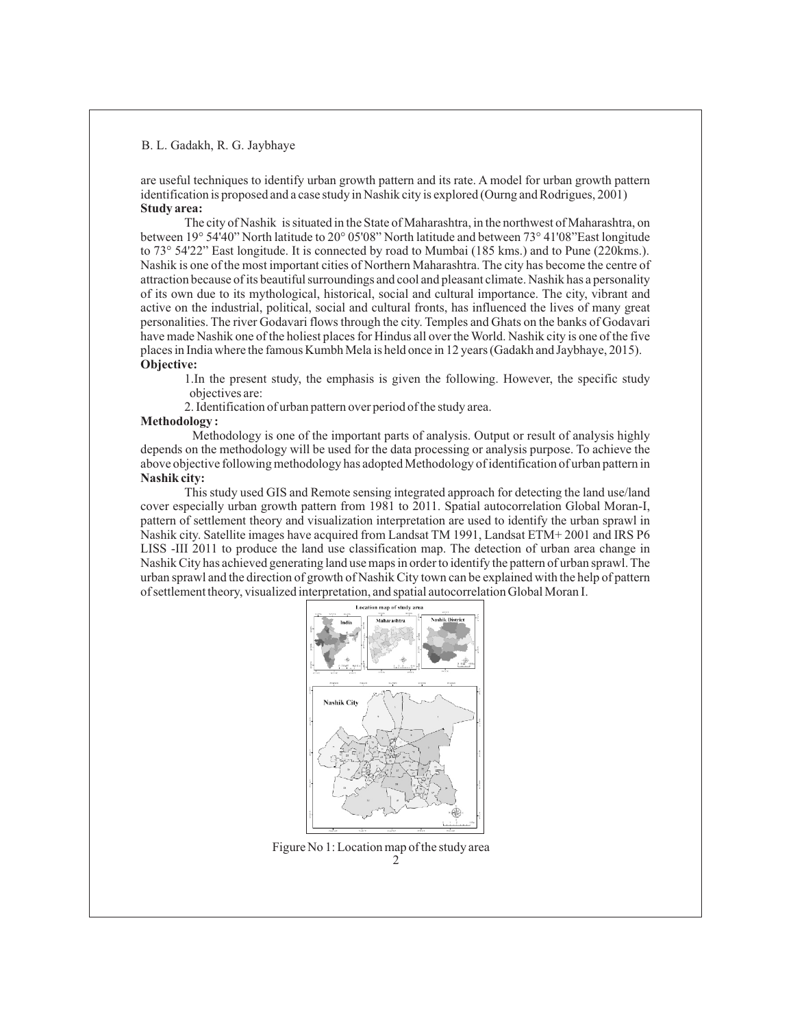are useful techniques to identify urban growth pattern and its rate. A model for urban growth pattern identification is proposed and a case study in Nashik city is explored (Ourng and Rodrigues, 2001)

**Study area:**

The city of Nashik is situated in the State of Maharashtra, in the northwest of Maharashtra, on between 19° 54'40" North latitude to 20° 05'08" North latitude and between 73° 41'08" East longitude to 73° 54'22" East longitude. It is connected by road to Mumbai (185 kms.) and to Pune (220kms.). Nashik is one of the most important cities of Northern Maharashtra. The city has become the centre of attraction because of its beautiful surroundings and cool and pleasant climate. Nashik has a personality of its own due to its mythological, historical, social and cultural importance. The city, vibrant and active on the industrial, political, social and cultural fronts, has influenced the lives of many great personalities. The river Godavari flows through the city. Temples and Ghats on the banks of Godavari have made Nashik one of the holiest places for Hindus all over the World. Nashik city is one of the five places in India where the famous Kumbh Mela is held once in 12 years (Gadakh and Jaybhaye, 2015).

**Objective:**

1. In the present study, the emphasis is given the following. However, the specific study objectives are:
2. Identification of urban pattern over period of the study area.

**Methodology :**

Methodology is one of the important parts of analysis. Output or result of analysis highly depends on the methodology will be used for the data processing or analysis purpose. To achieve the above objective following methodology has adopted Methodology of identification of urban pattern in **Nashik city:**

This study used GIS and Remote sensing integrated approach for detecting the land use/land cover especially urban growth pattern from 1981 to 2011. Spatial autocorrelation Global Moran-I, pattern of settlement theory and visualization interpretation are used to identify the urban sprawl in Nashik city. Satellite images have acquired from Landsat TM 1991, Landsat ETM+ 2001 and IRS P6 LISS -III 2011 to produce the land use classification map. The detection of urban area change in Nashik City has achieved generating land use maps in order to identify the pattern of urban sprawl. The urban sprawl and the direction of growth of Nashik City town can be explained with the help of pattern of settlement theory, visualized interpretation, and spatial autocorrelation Global Moran I.

Figure No 1: Location map of the study area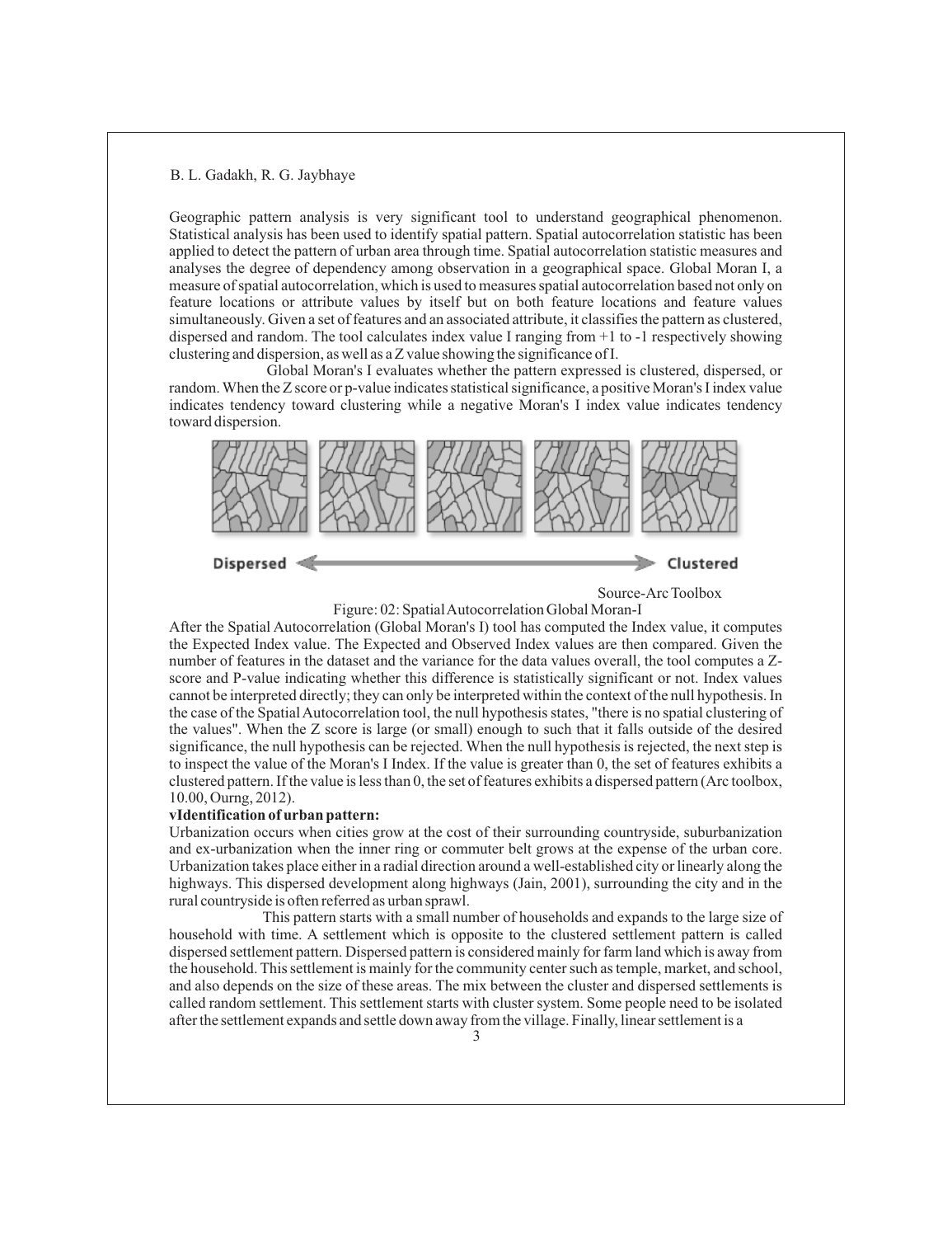Geographic pattern analysis is very significant tool to understand geographical phenomenon. Statistical analysis has been used to identify spatial pattern. Spatial autocorrelation statistic has been applied to detect the pattern of urban area through time. Spatial autocorrelation statistic measures and analyses the degree of dependency among observation in a geographical space. Global Moran I, a measure of spatial autocorrelation, which is used to measures spatial autocorrelation based not only on feature locations or attribute values by itself but on both feature locations and feature values simultaneously. Given a set of features and an associated attribute, it classifies the pattern as clustered, dispersed and random. The tool calculates index value I ranging from +1 to -1 respectively showing clustering and dispersion, as well as a Z value showing the significance of I.

Global Moran's I evaluates whether the pattern expressed is clustered, dispersed, or random. When the Z score or p-value indicates statistical significance, a positive Moran's I index value indicates tendency toward clustering while a negative Moran's I index value indicates tendency toward dispersion.

Dispersed ⟵⟶ Clustered

Source-Arc Toolbox

Figure: 02: Spatial Autocorrelation Global Moran-I

After the Spatial Autocorrelation (Global Moran's I) tool has computed the Index value, it computes the Expected Index value. The Expected and Observed Index values are then compared. Given the number of features in the dataset and the variance for the data values overall, the tool computes a Z-score and P-value indicating whether this difference is statistically significant or not. Index values cannot be interpreted directly; they can only be interpreted within the context of the null hypothesis. In the case of the Spatial Autocorrelation tool, the null hypothesis states, "there is no spatial clustering of the values". When the Z score is large (or small) enough to such that it falls outside of the desired significance, the null hypothesis can be rejected. When the null hypothesis is rejected, the next step is to inspect the value of the Moran's I Index. If the value is greater than 0, the set of features exhibits a clustered pattern. If the value is less than 0, the set of features exhibits a dispersed pattern (Arc toolbox, 10.00, Ourng, 2012).

**vIdentification of urban pattern:**

Urbanization occurs when cities grow at the cost of their surrounding countryside, suburbanization and ex-urbanization when the inner ring or commuter belt grows at the expense of the urban core. Urbanization takes place either in a radial direction around a well-established city or linearly along the highways. This dispersed development along highways (Jain, 2001), surrounding the city and in the rural countryside is often referred as urban sprawl.

This pattern starts with a small number of households and expands to the large size of household with time. A settlement which is opposite to the clustered settlement pattern is called dispersed settlement pattern. Dispersed pattern is considered mainly for farm land which is away from the household. This settlement is mainly for the community center such as temple, market, and school, and also depends on the size of these areas. The mix between the cluster and dispersed settlements is called random settlement. This settlement starts with cluster system. Some people need to be isolated after the settlement expands and settle down away from the village. Finally, linear settlement is a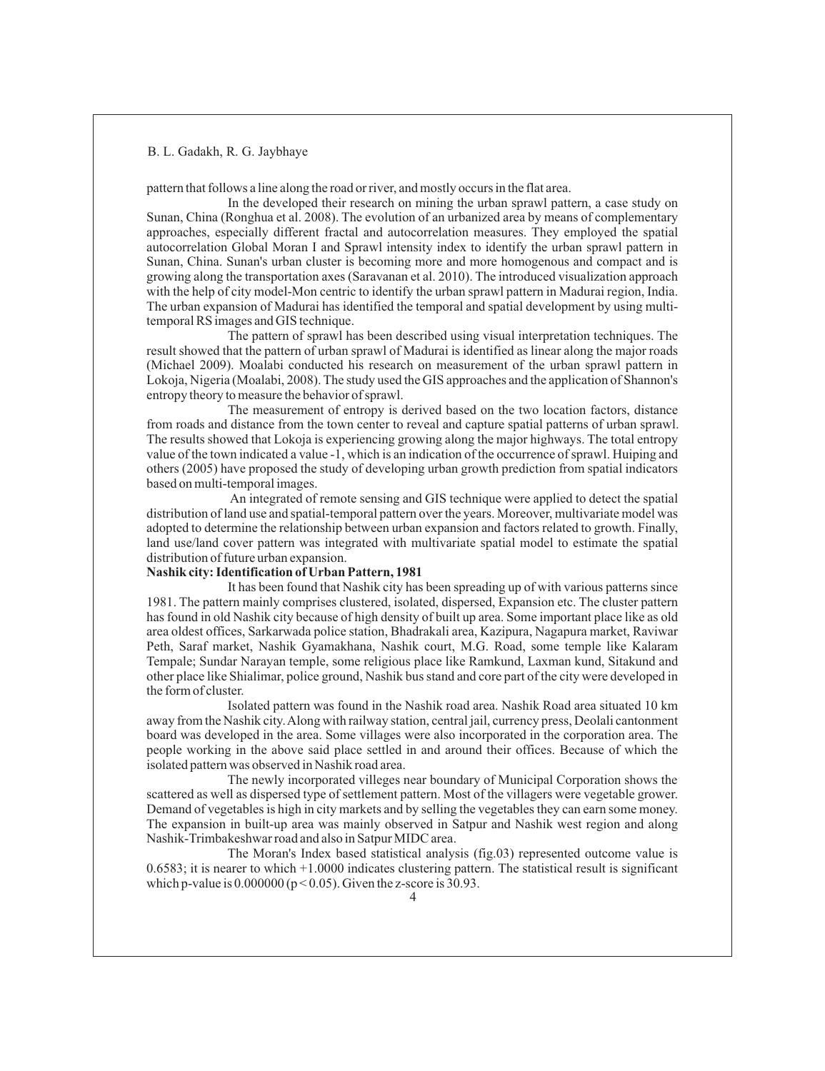pattern that follows a line along the road or river, and mostly occurs in the flat area.

In the developed their research on mining the urban sprawl pattern, a case study on Sunan, China (Ronghua et al. 2008). The evolution of an urbanized area by means of complementary approaches, especially different fractal and autocorrelation measures. They employed the spatial autocorrelation Global Moran I and Sprawl intensity index to identify the urban sprawl pattern in Sunan, China. Sunan's urban cluster is becoming more and more homogenous and compact and is growing along the transportation axes (Saravanan et al. 2010). The introduced visualization approach with the help of city model-Mon centric to identify the urban sprawl pattern in Madurai region, India. The urban expansion of Madurai has identified the temporal and spatial development by using multi-temporal RS images and GIS technique.

The pattern of sprawl has been described using visual interpretation techniques. The result showed that the pattern of urban sprawl of Madurai is identified as linear along the major roads (Michael 2009). Moalabi conducted his research on measurement of the urban sprawl pattern in Lokoja, Nigeria (Moalabi, 2008). The study used the GIS approaches and the application of Shannon's entropy theory to measure the behavior of sprawl.

The measurement of entropy is derived based on the two location factors, distance from roads and distance from the town center to reveal and capture spatial patterns of urban sprawl. The results showed that Lokoja is experiencing growing along the major highways. The total entropy value of the town indicated a value -1, which is an indication of the occurrence of sprawl. Huiping and others (2005) have proposed the study of developing urban growth prediction from spatial indicators based on multi-temporal images.

An integrated of remote sensing and GIS technique were applied to detect the spatial distribution of land use and spatial-temporal pattern over the years. Moreover, multivariate model was adopted to determine the relationship between urban expansion and factors related to growth. Finally, land use/land cover pattern was integrated with multivariate spatial model to estimate the spatial distribution of future urban expansion.

**Nashik city: Identification of Urban Pattern, 1981**

It has been found that Nashik city has been spreading up of with various patterns since 1981. The pattern mainly comprises clustered, isolated, dispersed, Expansion etc. The cluster pattern has found in old Nashik city because of high density of built up area. Some important place like as old area oldest offices, Sarkarwada police station, Bhadrakali area, Kazipura, Nagapura market, Raviwar Peth, Saraf market, Nashik Gyamakhana, Nashik court, M.G. Road, some temple like Kalaram Tempale; Sundar Narayan temple, some religious place like Ramkund, Laxman kund, Sitakund and other place like Shialimar, police ground, Nashik bus stand and core part of the city were developed in the form of cluster.

Isolated pattern was found in the Nashik road area. Nashik Road area situated 10 km away from the Nashik city. Along with railway station, central jail, currency press, Deolali cantonment board was developed in the area. Some villages were also incorporated in the corporation area. The people working in the above said place settled in and around their offices. Because of which the isolated pattern was observed in Nashik road area.

The newly incorporated villeges near boundary of Municipal Corporation shows the scattered as well as dispersed type of settlement pattern. Most of the villagers were vegetable grower. Demand of vegetables is high in city markets and by selling the vegetables they can earn some money. The expansion in built-up area was mainly observed in Satpur and Nashik west region and along Nashik-Trimbakeshwar road and also in Satpur MIDC area.

The Moran's Index based statistical analysis (fig.03) represented outcome value is 0.6583; it is nearer to which +1.0000 indicates clustering pattern. The statistical result is significant which p-value is 0.000000 ($p < 0.05$). Given the z-score is 30.93.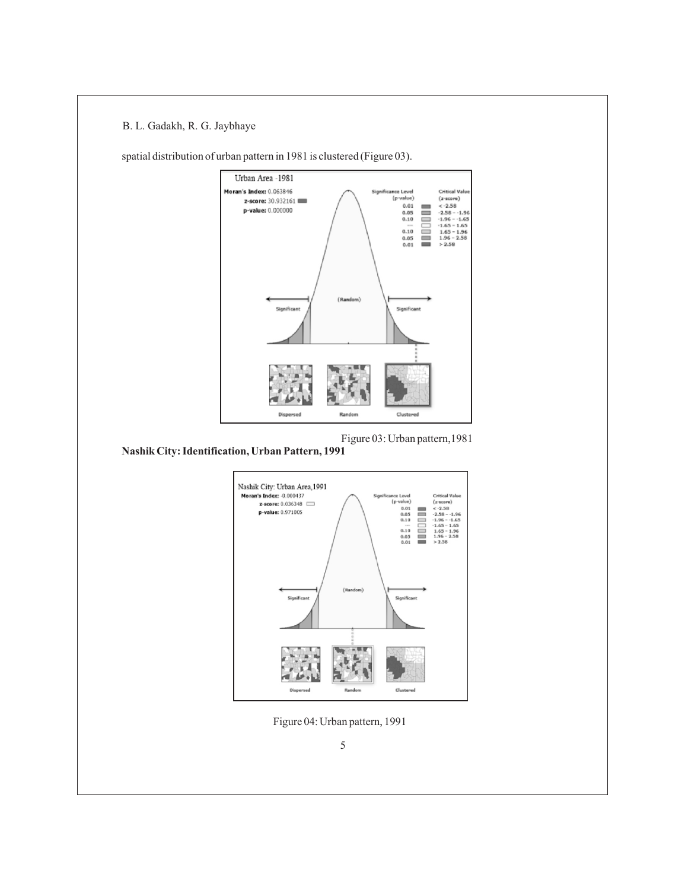spatial distribution of urban pattern in 1981 is clustered (Figure 03).

Figure 03: Urban pattern,1981

**Nashik City: Identification, Urban Pattern, 1991**

Figure 04: Urban pattern, 1991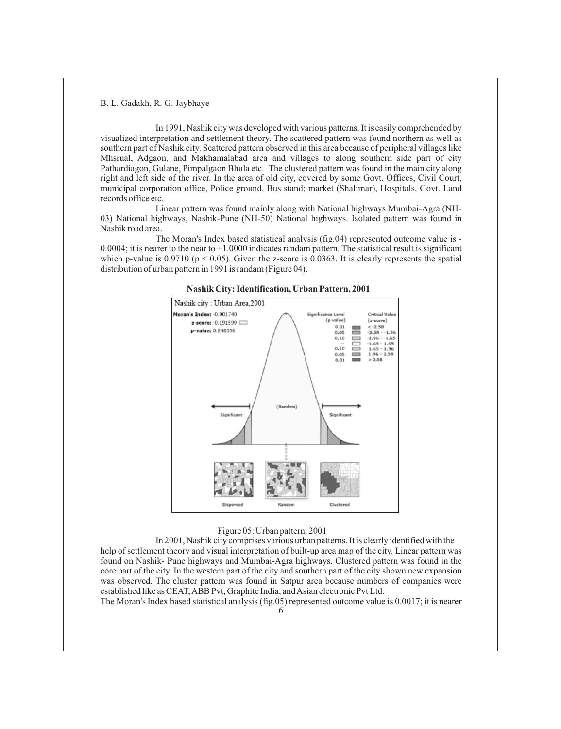In 1991, Nashik city was developed with various patterns. It is easily comprehended by visualized interpretation and settlement theory. The scattered pattern was found northern as well as southern part of Nashik city. Scattered pattern observed in this area because of peripheral villages like Mhsrual, Adgaon, and Makhamalabad area and villages to along southern side part of city Pathardiagon, Gulane, Pimpalgaon Bhula etc. The clustered pattern was found in the main city along right and left side of the river. In the area of old city, covered by some Govt. Offices, Civil Court, municipal corporation office, Police ground, Bus stand; market (Shalimar), Hospitals, Govt. Land records office etc.

Linear pattern was found mainly along with National highways Mumbai-Agra (NH-03) National highways, Nashik-Pune (NH-50) National highways. Isolated pattern was found in Nashik road area.

The Moran's Index based statistical analysis (fig.04) represented outcome value is -0.0004; it is nearer to the near to +1.0000 indicates randam pattern. The statistical result is significant which p-value is 0.9710 ($p < 0.05$). Given the z-score is 0.0363. It is clearly represents the spatial distribution of urban pattern in 1991 is randam (Figure 04).

**Nashik City: Identification, Urban Pattern, 2001**

Nashik city : Urban Area,2001

Moran's Index: -0.001740
z-score: -0.191599
p-value: 0.848056

| Significance Level (p-value) | Critical Value (z-score) |
|---|---|
| 0.01 | < -2.58 |
| 0.05 | -2.58 - -1.96 |
| 0.10 | -1.96 - -1.65 |
| --- | -1.65 - 1.65 |
| 0.10 | 1.65 - 1.96 |
| 0.05 | 1.96 - 2.58 |
| 0.01 | > 2.58 |

Significant (Random) Significant

Dispersed Random Clustered

Figure 05: Urban pattern, 2001

In 2001, Nashik city comprises various urban patterns. It is clearly identified with the help of settlement theory and visual interpretation of built-up area map of the city. Linear pattern was found on Nashik- Pune highways and Mumbai-Agra highways. Clustered pattern was found in the core part of the city. In the western part of the city and southern part of the city shown new expansion was observed. The cluster pattern was found in Satpur area because numbers of companies were established like as CEAT, ABB Pvt, Graphite India, and Asian electronic Pvt Ltd.

The Moran's Index based statistical analysis (fig.05) represented outcome value is 0.0017; it is nearer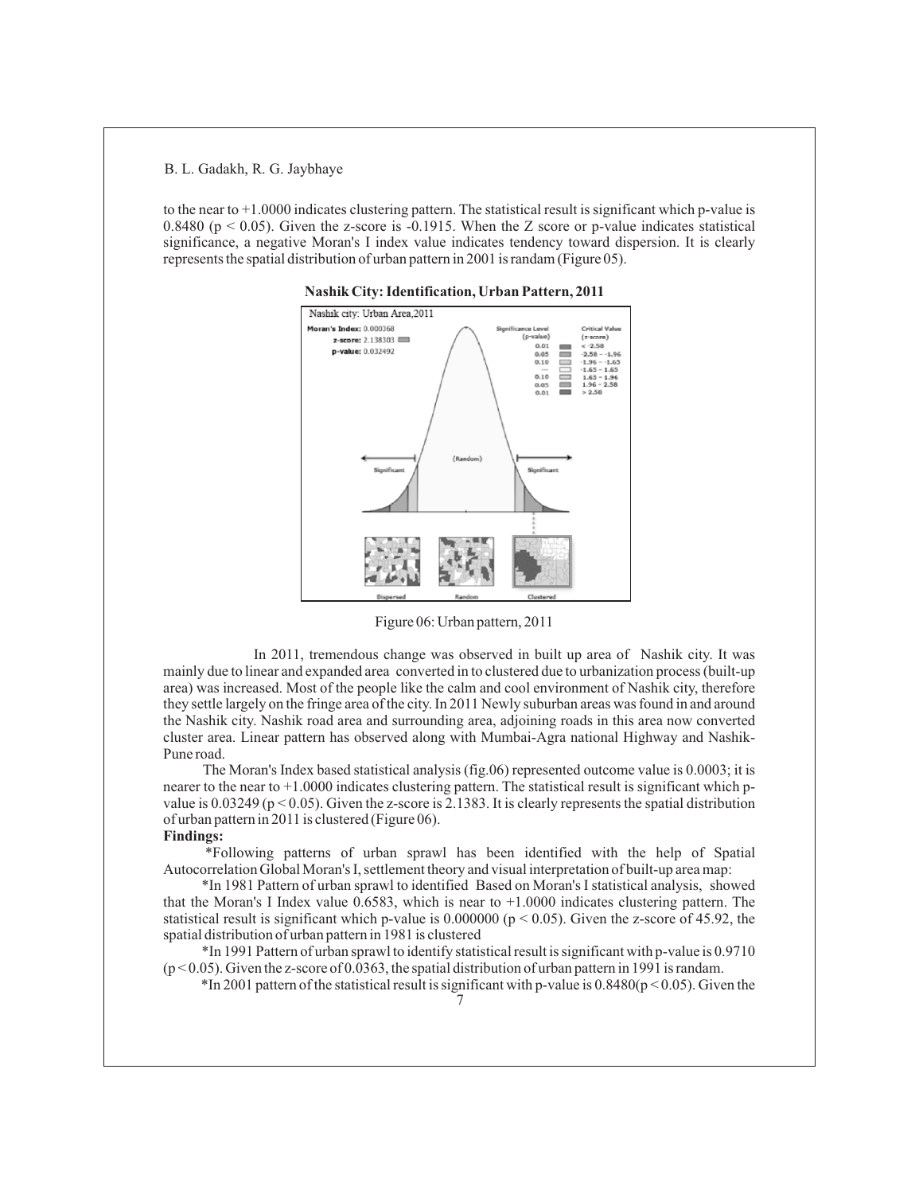to the near to +1.0000 indicates clustering pattern. The statistical result is significant which p-value is 0.8480 ($p < 0.05$). Given the z-score is -0.1915. When the Z score or p-value indicates statistical significance, a negative Moran's I index value indicates tendency toward dispersion. It is clearly represents the spatial distribution of urban pattern in 2001 is randam (Figure 05).

**Nashik City: Identification, Urban Pattern, 2011**

Figure 06: Urban pattern, 2011

In 2011, tremendous change was observed in built up area of Nashik city. It was mainly due to linear and expanded area converted in to clustered due to urbanization process (built-up area) was increased. Most of the people like the calm and cool environment of Nashik city, therefore they settle largely on the fringe area of the city. In 2011 Newly suburban areas was found in and around the Nashik city. Nashik road area and surrounding area, adjoining roads in this area now converted cluster area. Linear pattern has observed along with Mumbai-Agra national Highway and Nashik-Pune road.

The Moran's Index based statistical analysis (fig.06) represented outcome value is 0.0003; it is nearer to the near to +1.0000 indicates clustering pattern. The statistical result is significant which p-value is 0.03249 ($p < 0.05$). Given the z-score is 2.1383. It is clearly represents the spatial distribution of urban pattern in 2011 is clustered (Figure 06).

**Findings:**

*Following patterns of urban sprawl has been identified with the help of Spatial Autocorrelation Global Moran's I, settlement theory and visual interpretation of built-up area map:

*In 1981 Pattern of urban sprawl to identified Based on Moran's I statistical analysis, showed that the Moran's I Index value 0.6583, which is near to +1.0000 indicates clustering pattern. The statistical result is significant which p-value is 0.000000 ($p < 0.05$). Given the z-score of 45.92, the spatial distribution of urban pattern in 1981 is clustered

*In 1991 Pattern of urban sprawl to identify statistical result is significant with p-value is 0.9710 ($p < 0.05$). Given the z-score of 0.0363, the spatial distribution of urban pattern in 1991 is randam.

*In 2001 pattern of the statistical result is significant with p-value is 0.8480($p < 0.05$). Given the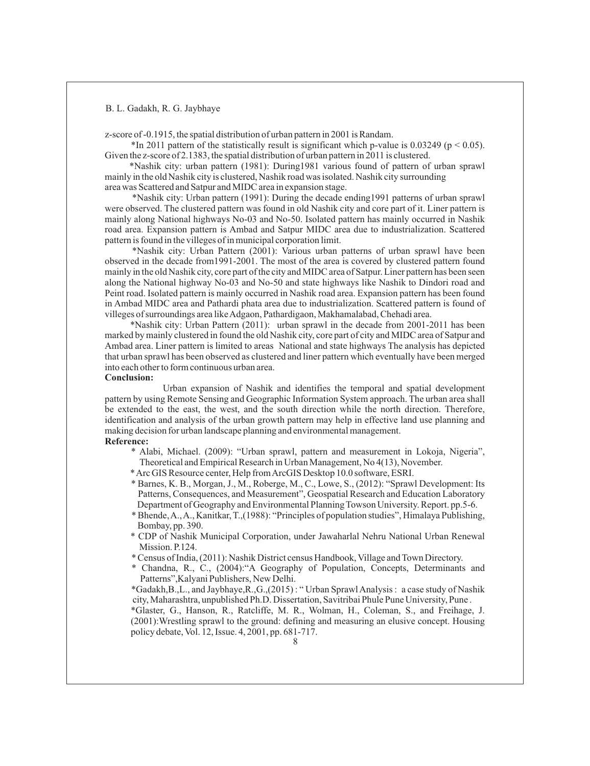z-score of -0.1915, the spatial distribution of urban pattern in 2001 is Randam.

*In 2011 pattern of the statistically result is significant which p-value is 0.03249 ($p < 0.05$). Given the z-score of 2.1383, the spatial distribution of urban pattern in 2011 is clustered.

*Nashik city: urban pattern (1981): During1981 various found of pattern of urban sprawl mainly in the old Nashik city is clustered, Nashik road was isolated. Nashik city surrounding area was Scattered and Satpur and MIDC area in expansion stage.

*Nashik city: Urban pattern (1991): During the decade ending1991 patterns of urban sprawl were observed. The clustered pattern was found in old Nashik city and core part of it. Liner pattern is mainly along National highways No-03 and No-50. Isolated pattern has mainly occurred in Nashik road area. Expansion pattern is Ambad and Satpur MIDC area due to industrialization. Scattered pattern is found in the villeges of in municipal corporation limit.

*Nashik city: Urban Pattern (2001): Various urban patterns of urban sprawl have been observed in the decade from1991-2001. The most of the area is covered by clustered pattern found mainly in the old Nashik city, core part of the city and MIDC area of Satpur. Liner pattern has been seen along the National highway No-03 and No-50 and state highways like Nashik to Dindori road and Peint road. Isolated pattern is mainly occurred in Nashik road area. Expansion pattern has been found in Ambad MIDC area and Pathardi phata area due to industrialization. Scattered pattern is found of villeges of surroundings area like Adgaon, Pathardigaon, Makhamalabad, Chehadi area.

*Nashik city: Urban Pattern (2011): urban sprawl in the decade from 2001-2011 has been marked by mainly clustered in found the old Nashik city, core part of city and MIDC area of Satpur and Ambad area. Liner pattern is limited to areas National and state highways The analysis has depicted that urban sprawl has been observed as clustered and liner pattern which eventually have been merged into each other to form continuous urban area.

**Conclusion:**

Urban expansion of Nashik and identifies the temporal and spatial development pattern by using Remote Sensing and Geographic Information System approach. The urban area shall be extended to the east, the west, and the south direction while the north direction. Therefore, identification and analysis of the urban growth pattern may help in effective land use planning and making decision for urban landscape planning and environmental management.

**Reference:**

* Alabi, Michael. (2009): "Urban sprawl, pattern and measurement in Lokoja, Nigeria", Theoretical and Empirical Research in Urban Management, No 4(13), November.
* Arc GIS Resource center, Help from ArcGIS Desktop 10.0 software, ESRI.
* Barnes, K. B., Morgan, J., M., Roberge, M., C., Lowe, S., (2012): "Sprawl Development: Its Patterns, Consequences, and Measurement", Geospatial Research and Education Laboratory Department of Geography and Environmental Planning Towson University. Report. pp.5-6.
* Bhende, A., A., Kanitkar, T.,(1988): "Principles of population studies", Himalaya Publishing, Bombay, pp. 390.
* CDP of Nashik Municipal Corporation, under Jawaharlal Nehru National Urban Renewal Mission. P.124.
* Census of India, (2011): Nashik District census Handbook, Village and Town Directory.
* Chandna, R., C., (2004):"A Geography of Population, Concepts, Determinants and Patterns",Kalyani Publishers, New Delhi.
* Gadakh,B.,L., and Jaybhaye,R.,G.,(2015) : " Urban Sprawl Analysis : a case study of Nashik city, Maharashtra, unpublished Ph.D. Dissertation, Savitribai Phule Pune University, Pune .
* Glaster, G., Hanson, R., Ratcliffe, M. R., Wolman, H., Coleman, S., and Freihage, J. (2001):Wrestling sprawl to the ground: defining and measuring an elusive concept. Housing policy debate, Vol. 12, Issue. 4, 2001, pp. 681-717.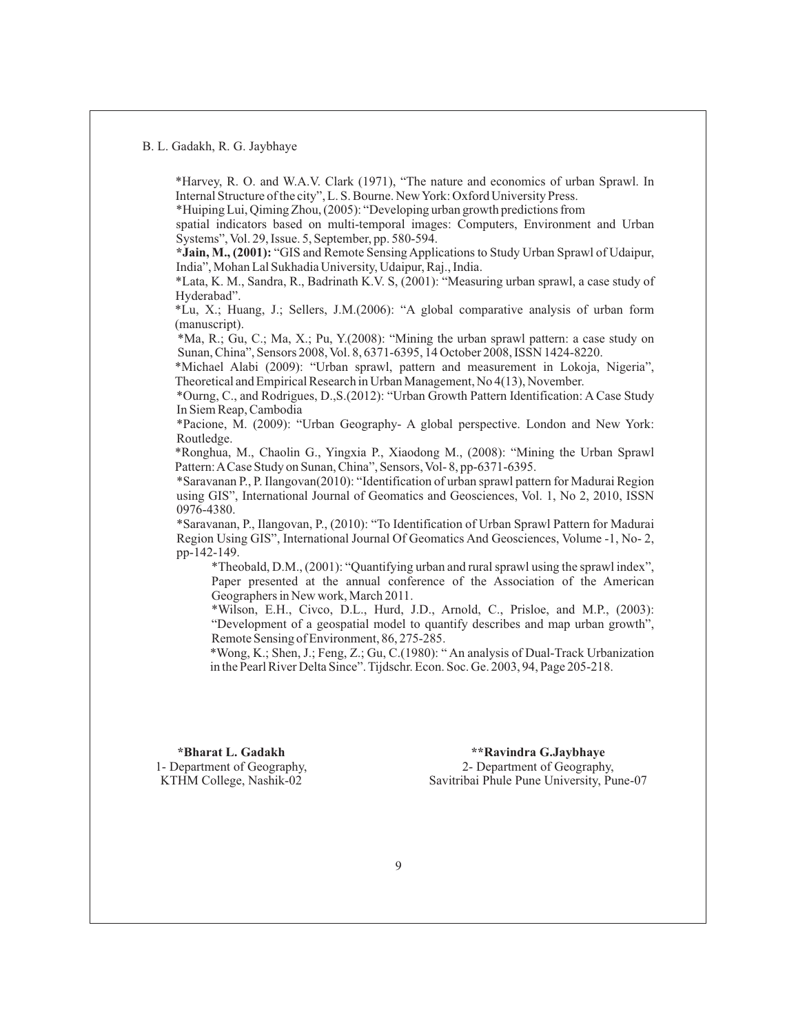*Harvey, R. O. and W.A.V. Clark (1971), "The nature and economics of urban Sprawl. In Internal Structure of the city", L. S. Bourne. New York: Oxford University Press.

*Huiping Lui, Qiming Zhou, (2005): "Developing urban growth predictions from spatial indicators based on multi-temporal images: Computers, Environment and Urban Systems", Vol. 29, Issue. 5, September, pp. 580-594.

***Jain, M., (2001):** "GIS and Remote Sensing Applications to Study Urban Sprawl of Udaipur, India", Mohan Lal Sukhadia University, Udaipur, Raj., India.

*Lata, K. M., Sandra, R., Badrinath K.V. S, (2001): "Measuring urban sprawl, a case study of Hyderabad".

*Lu, X.; Huang, J.; Sellers, J.M.(2006): "A global comparative analysis of urban form (manuscript).

*Ma, R.; Gu, C.; Ma, X.; Pu, Y.(2008): "Mining the urban sprawl pattern: a case study on Sunan, China", Sensors 2008, Vol. 8, 6371-6395, 14 October 2008, ISSN 1424-8220.

*Michael Alabi (2009): "Urban sprawl, pattern and measurement in Lokoja, Nigeria", Theoretical and Empirical Research in Urban Management, No 4(13), November.

*Ourng, C., and Rodrigues, D.,S.(2012): "Urban Growth Pattern Identification: A Case Study In Siem Reap, Cambodia

*Pacione, M. (2009): "Urban Geography- A global perspective. London and New York: Routledge.

*Ronghua, M., Chaolin G., Yingxia P., Xiaodong M., (2008): "Mining the Urban Sprawl Pattern: A Case Study on Sunan, China", Sensors, Vol- 8, pp-6371-6395.

*Saravanan P., P. Ilangovan(2010): "Identification of urban sprawl pattern for Madurai Region using GIS", International Journal of Geomatics and Geosciences, Vol. 1, No 2, 2010, ISSN 0976-4380.

*Saravanan, P., Ilangovan, P., (2010): "To Identification of Urban Sprawl Pattern for Madurai Region Using GIS", International Journal Of Geomatics And Geosciences, Volume -1, No- 2, pp-142-149.

*Theobald, D.M., (2001): "Quantifying urban and rural sprawl using the sprawl index", Paper presented at the annual conference of the Association of the American Geographers in New work, March 2011.

*Wilson, E.H., Civco, D.L., Hurd, J.D., Arnold, C., Prisloe, and M.P., (2003): "Development of a geospatial model to quantify describes and map urban growth", Remote Sensing of Environment, 86, 275-285.

*Wong, K.; Shen, J.; Feng, Z.; Gu, C.(1980): " An analysis of Dual-Track Urbanization in the Pearl River Delta Since". Tijdschr. Econ. Soc. Ge. 2003, 94, Page 205-218.

**\*Bharat L. Gadakh**
1- Department of Geography,
KTHM College, Nashik-02

**\*\*Ravindra G.Jaybhaye**
2- Department of Geography,
Savitribai Phule Pune University, Pune-07